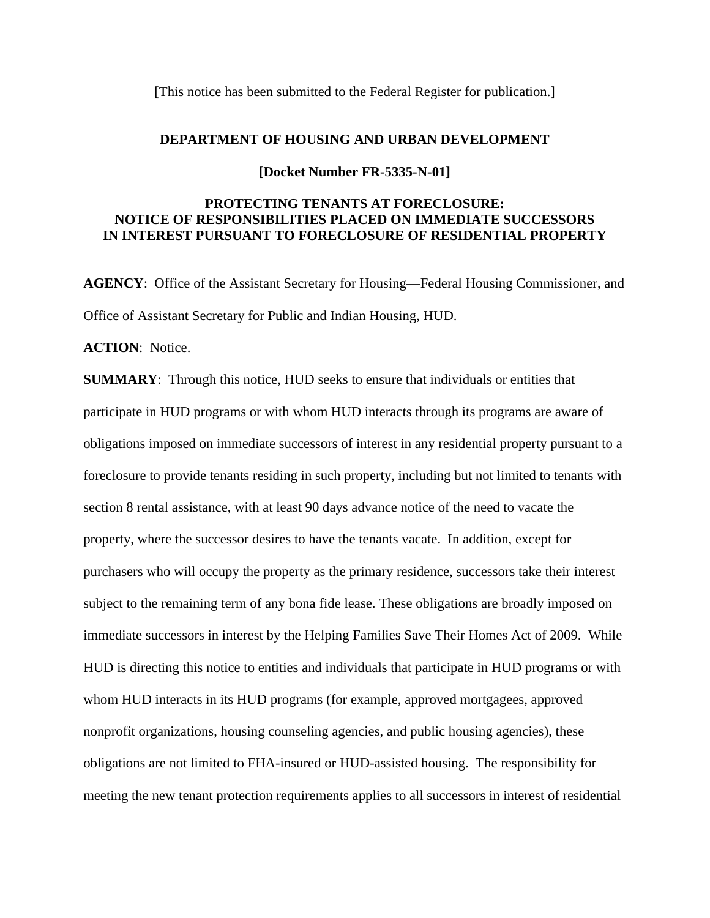[This notice has been submitted to the Federal Register for publication.]

**DEPARTMENT OF HOUSING AND URBAN DEVELOPMENT**

**[Docket Number FR-5335-N-01]**

# PROTECTING TENANTS AT FORECLOSURE: NOTICE OF RESPONSIBILITIES PLACED ON IMMEDIATE SUCCESSORS IN INTEREST PURSUANT TO FORECLOSURE OF RESIDENTIAL PROPERTY

**AGENCY**: Office of the Assistant Secretary for Housing—Federal Housing Commissioner, and Office of Assistant Secretary for Public and Indian Housing, HUD.

**ACTION**: Notice.

**SUMMARY**: Through this notice, HUD seeks to ensure that individuals or entities that participate in HUD programs or with whom HUD interacts through its programs are aware of obligations imposed on immediate successors of interest in any residential property pursuant to a foreclosure to provide tenants residing in such property, including but not limited to tenants with section 8 rental assistance, with at least 90 days advance notice of the need to vacate the property, where the successor desires to have the tenants vacate. In addition, except for purchasers who will occupy the property as the primary residence, successors take their interest subject to the remaining term of any bona fide lease. These obligations are broadly imposed on immediate successors in interest by the Helping Families Save Their Homes Act of 2009. While HUD is directing this notice to entities and individuals that participate in HUD programs or with whom HUD interacts in its HUD programs (for example, approved mortgagees, approved nonprofit organizations, housing counseling agencies, and public housing agencies), these obligations are not limited to FHA-insured or HUD-assisted housing. The responsibility for meeting the new tenant protection requirements applies to all successors in interest of residential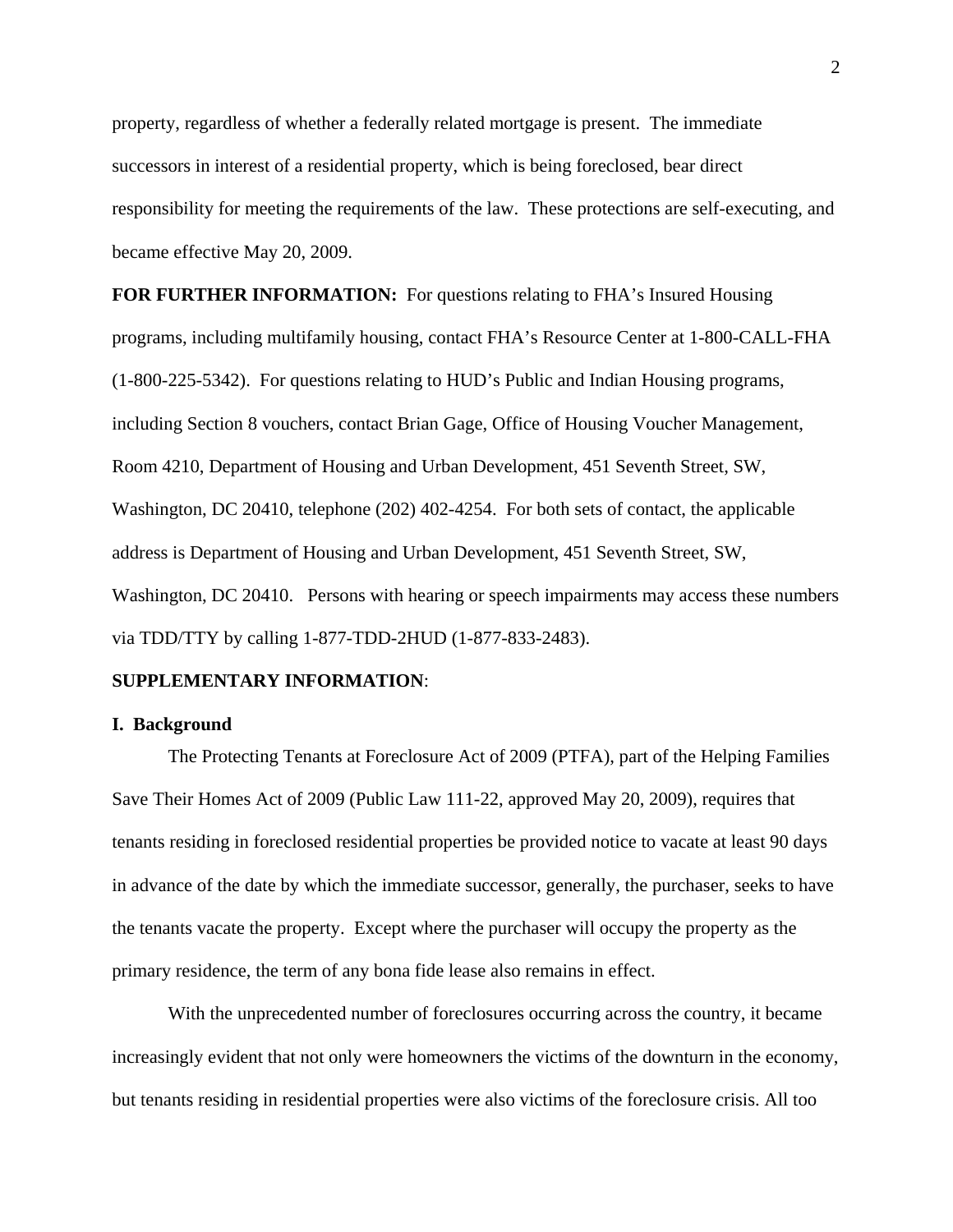property, regardless of whether a federally related mortgage is present. The immediate successors in interest of a residential property, which is being foreclosed, bear direct responsibility for meeting the requirements of the law. These protections are self-executing, and became effective May 20, 2009.

**FOR FURTHER INFORMATION:** For questions relating to FHA's Insured Housing programs, including multifamily housing, contact FHA's Resource Center at 1-800-CALL-FHA (1-800-225-5342). For questions relating to HUD's Public and Indian Housing programs, including Section 8 vouchers, contact Brian Gage, Office of Housing Voucher Management, Room 4210, Department of Housing and Urban Development, 451 Seventh Street, SW, Washington, DC 20410, telephone (202) 402-4254. For both sets of contact, the applicable address is Department of Housing and Urban Development, 451 Seventh Street, SW, Washington, DC 20410. Persons with hearing or speech impairments may access these numbers via TDD/TTY by calling 1-877-TDD-2HUD (1-877-833-2483).

**SUPPLEMENTARY INFORMATION**:

**I. Background**

The Protecting Tenants at Foreclosure Act of 2009 (PTFA), part of the Helping Families Save Their Homes Act of 2009 (Public Law 111-22, approved May 20, 2009), requires that tenants residing in foreclosed residential properties be provided notice to vacate at least 90 days in advance of the date by which the immediate successor, generally, the purchaser, seeks to have the tenants vacate the property. Except where the purchaser will occupy the property as the primary residence, the term of any bona fide lease also remains in effect.

With the unprecedented number of foreclosures occurring across the country, it became increasingly evident that not only were homeowners the victims of the downturn in the economy, but tenants residing in residential properties were also victims of the foreclosure crisis. All too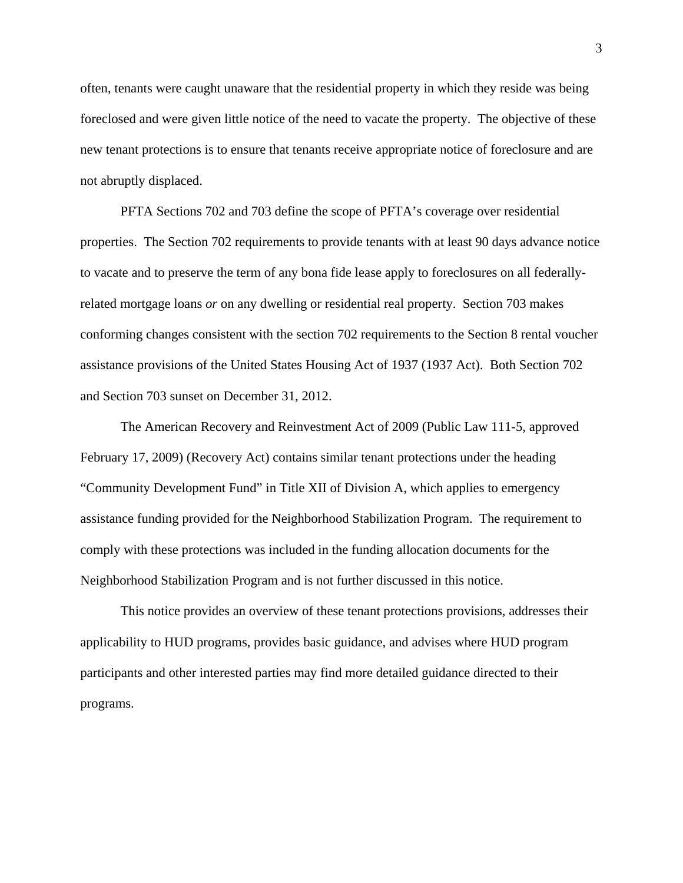often, tenants were caught unaware that the residential property in which they reside was being foreclosed and were given little notice of the need to vacate the property. The objective of these new tenant protections is to ensure that tenants receive appropriate notice of foreclosure and are not abruptly displaced.

PFTA Sections 702 and 703 define the scope of PFTA's coverage over residential properties. The Section 702 requirements to provide tenants with at least 90 days advance notice to vacate and to preserve the term of any bona fide lease apply to foreclosures on all federally-related mortgage loans *or* on any dwelling or residential real property. Section 703 makes conforming changes consistent with the section 702 requirements to the Section 8 rental voucher assistance provisions of the United States Housing Act of 1937 (1937 Act). Both Section 702 and Section 703 sunset on December 31, 2012.

The American Recovery and Reinvestment Act of 2009 (Public Law 111-5, approved February 17, 2009) (Recovery Act) contains similar tenant protections under the heading "Community Development Fund" in Title XII of Division A, which applies to emergency assistance funding provided for the Neighborhood Stabilization Program. The requirement to comply with these protections was included in the funding allocation documents for the Neighborhood Stabilization Program and is not further discussed in this notice.

This notice provides an overview of these tenant protections provisions, addresses their applicability to HUD programs, provides basic guidance, and advises where HUD program participants and other interested parties may find more detailed guidance directed to their programs.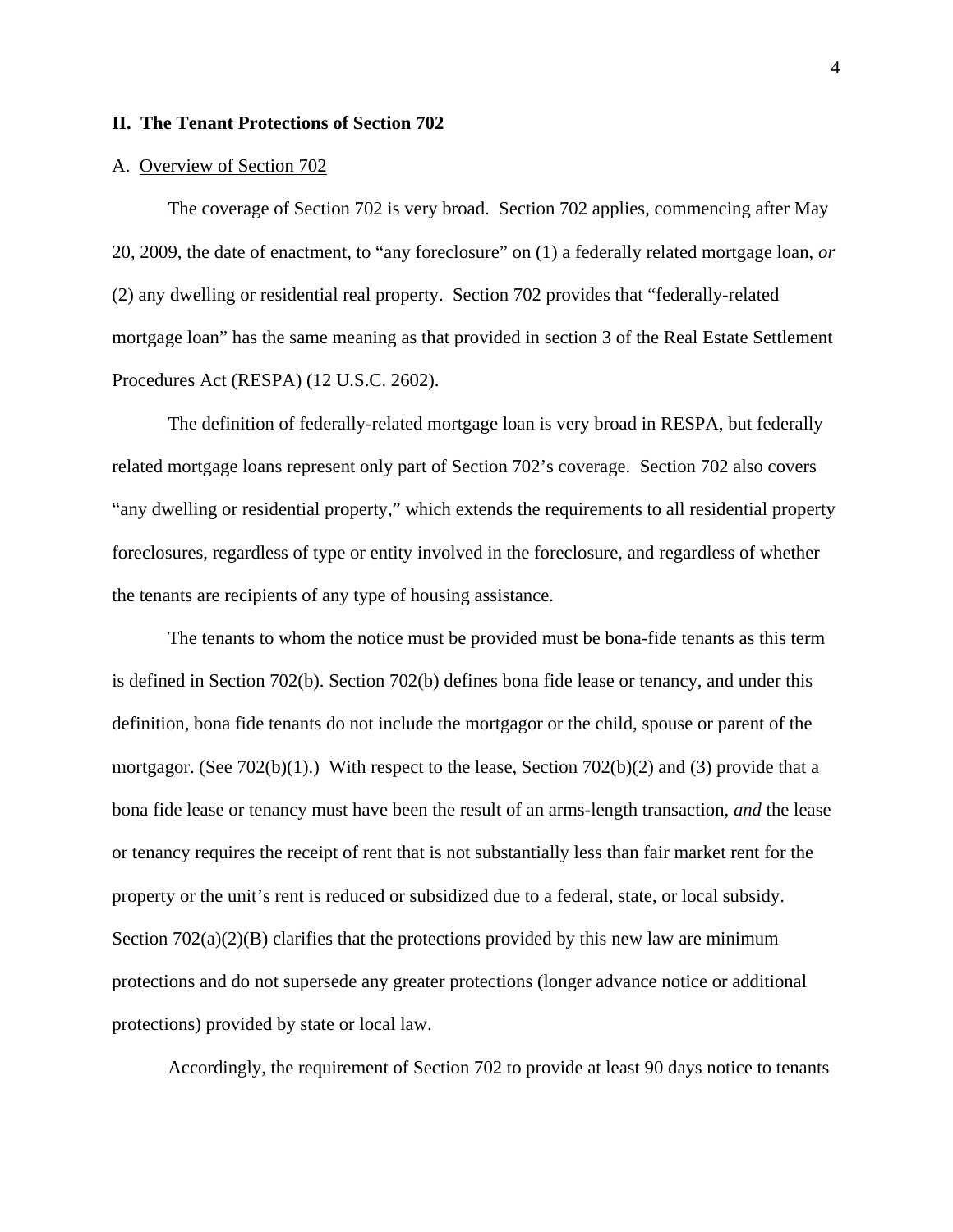## II. The Tenant Protections of Section 702

A. Overview of Section 702

The coverage of Section 702 is very broad. Section 702 applies, commencing after May 20, 2009, the date of enactment, to "any foreclosure" on (1) a federally related mortgage loan, *or* (2) any dwelling or residential real property. Section 702 provides that "federally-related mortgage loan" has the same meaning as that provided in section 3 of the Real Estate Settlement Procedures Act (RESPA) (12 U.S.C. 2602).

The definition of federally-related mortgage loan is very broad in RESPA, but federally related mortgage loans represent only part of Section 702's coverage. Section 702 also covers "any dwelling or residential property," which extends the requirements to all residential property foreclosures, regardless of type or entity involved in the foreclosure, and regardless of whether the tenants are recipients of any type of housing assistance.

The tenants to whom the notice must be provided must be bona-fide tenants as this term is defined in Section 702(b). Section 702(b) defines bona fide lease or tenancy, and under this definition, bona fide tenants do not include the mortgagor or the child, spouse or parent of the mortgagor. (See 702(b)(1).) With respect to the lease, Section 702(b)(2) and (3) provide that a bona fide lease or tenancy must have been the result of an arms-length transaction, *and* the lease or tenancy requires the receipt of rent that is not substantially less than fair market rent for the property or the unit's rent is reduced or subsidized due to a federal, state, or local subsidy. Section 702(a)(2)(B) clarifies that the protections provided by this new law are minimum protections and do not supersede any greater protections (longer advance notice or additional protections) provided by state or local law.

Accordingly, the requirement of Section 702 to provide at least 90 days notice to tenants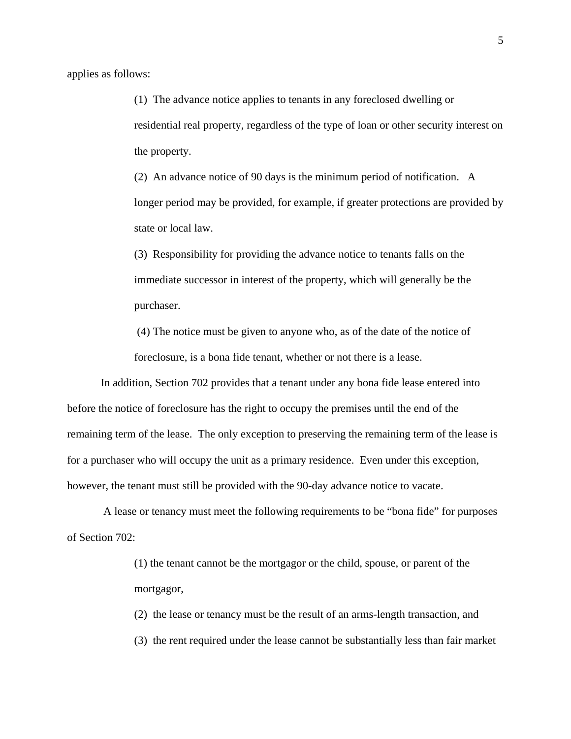applies as follows:

> (1) The advance notice applies to tenants in any foreclosed dwelling or residential real property, regardless of the type of loan or other security interest on the property.
>
> (2) An advance notice of 90 days is the minimum period of notification. A longer period may be provided, for example, if greater protections are provided by state or local law.
>
> (3) Responsibility for providing the advance notice to tenants falls on the immediate successor in interest of the property, which will generally be the purchaser.
>
> (4) The notice must be given to anyone who, as of the date of the notice of foreclosure, is a bona fide tenant, whether or not there is a lease.

In addition, Section 702 provides that a tenant under any bona fide lease entered into before the notice of foreclosure has the right to occupy the premises until the end of the remaining term of the lease. The only exception to preserving the remaining term of the lease is for a purchaser who will occupy the unit as a primary residence. Even under this exception, however, the tenant must still be provided with the 90-day advance notice to vacate.

A lease or tenancy must meet the following requirements to be "bona fide" for purposes of Section 702:

> (1) the tenant cannot be the mortgagor or the child, spouse, or parent of the mortgagor,
>
> (2) the lease or tenancy must be the result of an arms-length transaction, and
>
> (3) the rent required under the lease cannot be substantially less than fair market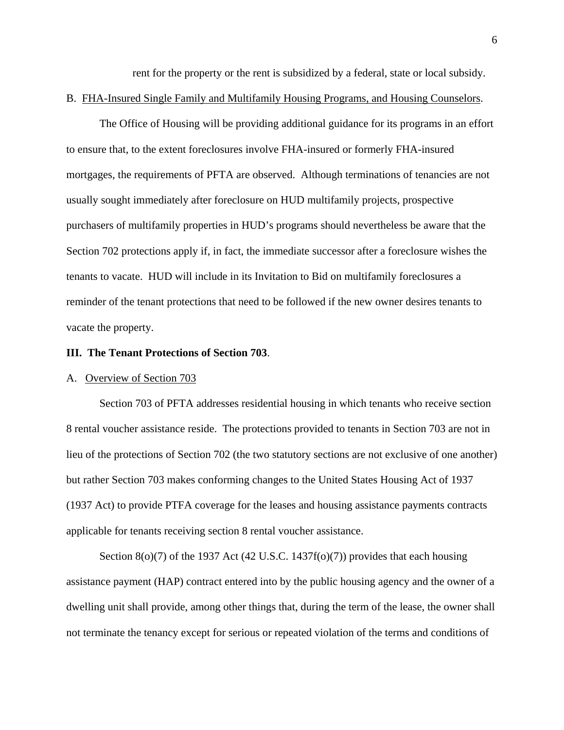rent for the property or the rent is subsidized by a federal, state or local subsidy.

B. FHA-Insured Single Family and Multifamily Housing Programs, and Housing Counselors.

The Office of Housing will be providing additional guidance for its programs in an effort to ensure that, to the extent foreclosures involve FHA-insured or formerly FHA-insured mortgages, the requirements of PFTA are observed. Although terminations of tenancies are not usually sought immediately after foreclosure on HUD multifamily projects, prospective purchasers of multifamily properties in HUD's programs should nevertheless be aware that the Section 702 protections apply if, in fact, the immediate successor after a foreclosure wishes the tenants to vacate. HUD will include in its Invitation to Bid on multifamily foreclosures a reminder of the tenant protections that need to be followed if the new owner desires tenants to vacate the property.

## III. The Tenant Protections of Section 703.

### A. Overview of Section 703

Section 703 of PFTA addresses residential housing in which tenants who receive section 8 rental voucher assistance reside. The protections provided to tenants in Section 703 are not in lieu of the protections of Section 702 (the two statutory sections are not exclusive of one another) but rather Section 703 makes conforming changes to the United States Housing Act of 1937 (1937 Act) to provide PTFA coverage for the leases and housing assistance payments contracts applicable for tenants receiving section 8 rental voucher assistance.

Section 8(o)(7) of the 1937 Act (42 U.S.C. 1437f(o)(7)) provides that each housing assistance payment (HAP) contract entered into by the public housing agency and the owner of a dwelling unit shall provide, among other things that, during the term of the lease, the owner shall not terminate the tenancy except for serious or repeated violation of the terms and conditions of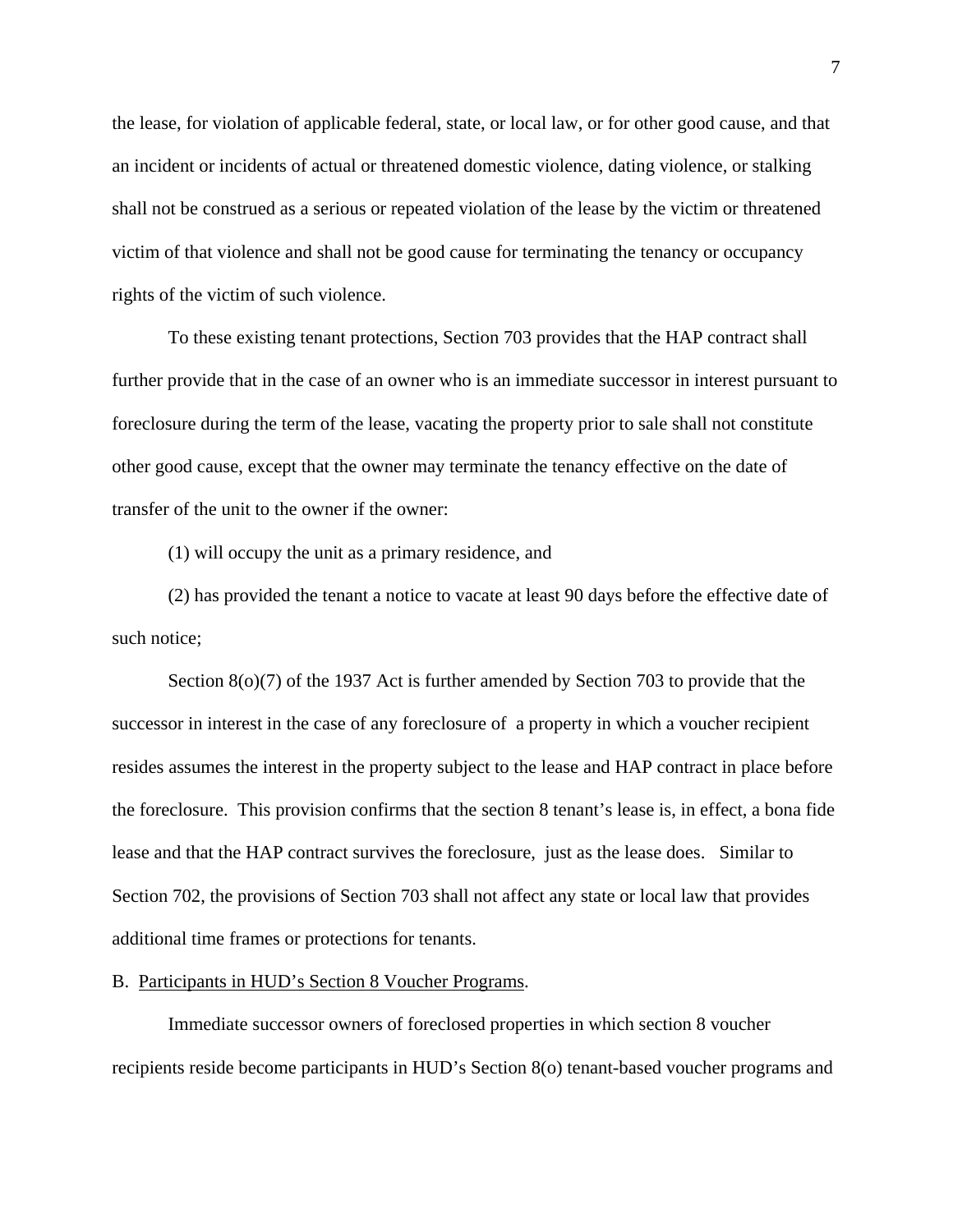the lease, for violation of applicable federal, state, or local law, or for other good cause, and that an incident or incidents of actual or threatened domestic violence, dating violence, or stalking shall not be construed as a serious or repeated violation of the lease by the victim or threatened victim of that violence and shall not be good cause for terminating the tenancy or occupancy rights of the victim of such violence.

To these existing tenant protections, Section 703 provides that the HAP contract shall further provide that in the case of an owner who is an immediate successor in interest pursuant to foreclosure during the term of the lease, vacating the property prior to sale shall not constitute other good cause, except that the owner may terminate the tenancy effective on the date of transfer of the unit to the owner if the owner:

(1) will occupy the unit as a primary residence, and

(2) has provided the tenant a notice to vacate at least 90 days before the effective date of such notice;

Section 8(o)(7) of the 1937 Act is further amended by Section 703 to provide that the successor in interest in the case of any foreclosure of a property in which a voucher recipient resides assumes the interest in the property subject to the lease and HAP contract in place before the foreclosure. This provision confirms that the section 8 tenant's lease is, in effect, a bona fide lease and that the HAP contract survives the foreclosure, just as the lease does. Similar to Section 702, the provisions of Section 703 shall not affect any state or local law that provides additional time frames or protections for tenants.

B. Participants in HUD's Section 8 Voucher Programs.

Immediate successor owners of foreclosed properties in which section 8 voucher recipients reside become participants in HUD's Section 8(o) tenant-based voucher programs and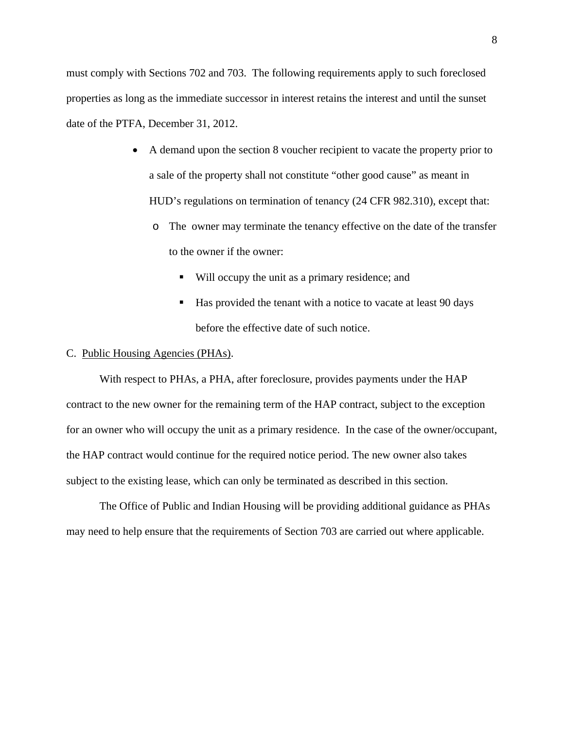must comply with Sections 702 and 703. The following requirements apply to such foreclosed properties as long as the immediate successor in interest retains the interest and until the sunset date of the PTFA, December 31, 2012.

- A demand upon the section 8 voucher recipient to vacate the property prior to a sale of the property shall not constitute "other good cause" as meant in HUD's regulations on termination of tenancy (24 CFR 982.310), except that:
  - The owner may terminate the tenancy effective on the date of the transfer to the owner if the owner:
    - Will occupy the unit as a primary residence; and
    - Has provided the tenant with a notice to vacate at least 90 days before the effective date of such notice.

C. Public Housing Agencies (PHAs).

With respect to PHAs, a PHA, after foreclosure, provides payments under the HAP contract to the new owner for the remaining term of the HAP contract, subject to the exception for an owner who will occupy the unit as a primary residence. In the case of the owner/occupant, the HAP contract would continue for the required notice period. The new owner also takes subject to the existing lease, which can only be terminated as described in this section.

The Office of Public and Indian Housing will be providing additional guidance as PHAs may need to help ensure that the requirements of Section 703 are carried out where applicable.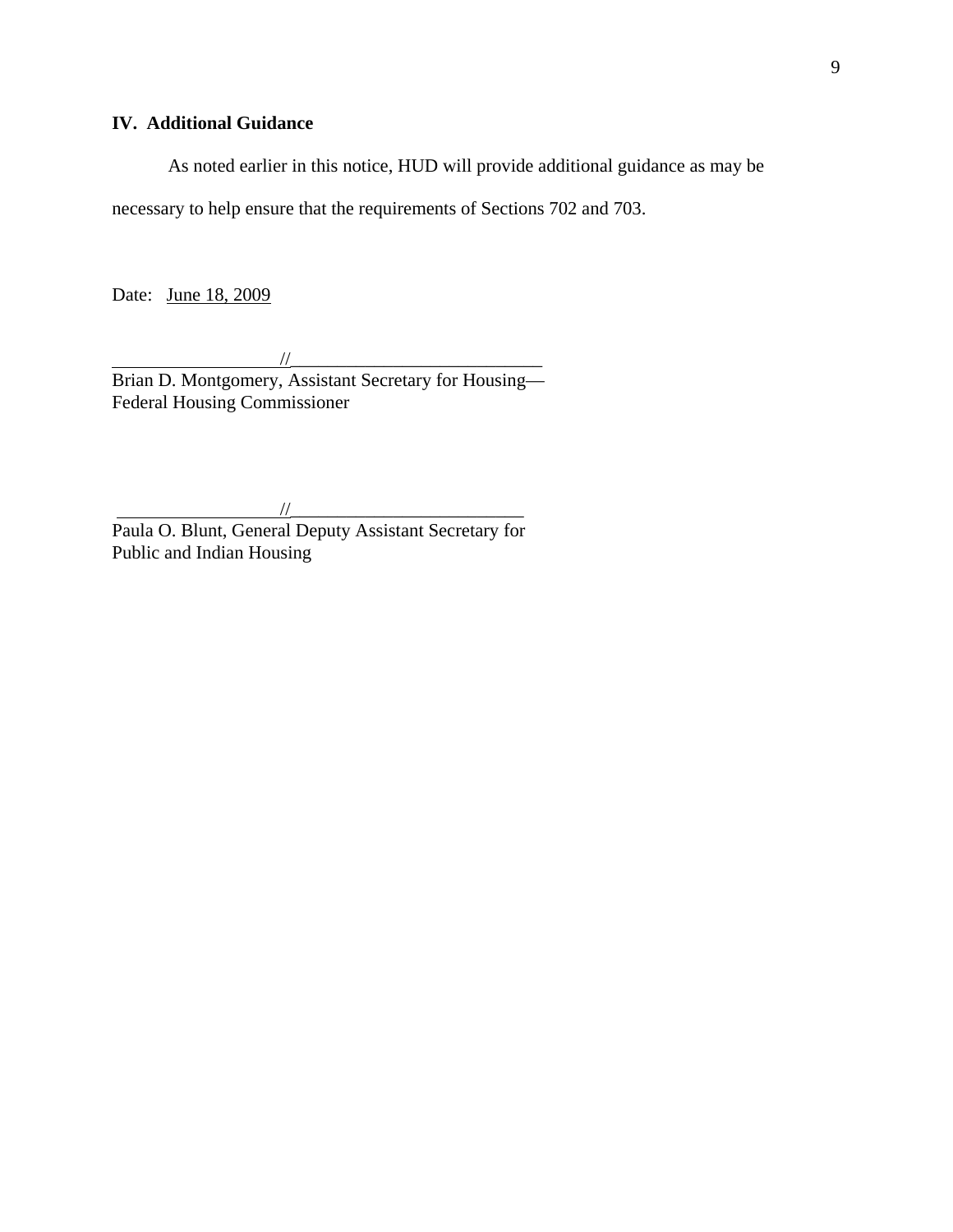## IV. Additional Guidance

As noted earlier in this notice, HUD will provide additional guidance as may be necessary to help ensure that the requirements of Sections 702 and 703.

Date: June 18, 2009

__________________//___________________________
Brian D. Montgomery, Assistant Secretary for Housing—
Federal Housing Commissioner

__________________//_________________________
Paula O. Blunt, General Deputy Assistant Secretary for
Public and Indian Housing